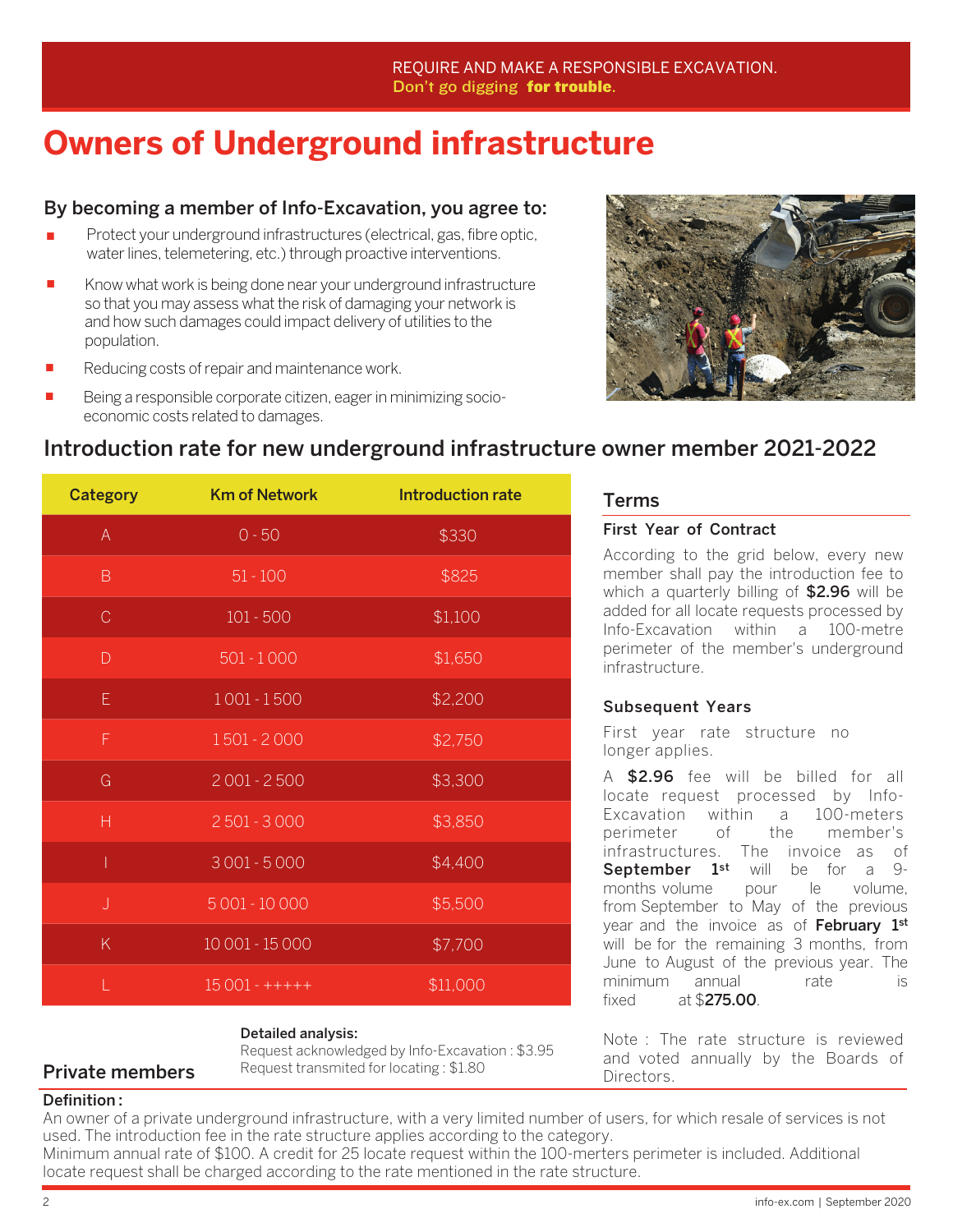REQUIRE AND MAKE A RESPONSIBLE EXCAVATION.
Don't go digging **for trouble**.

# Owners of Underground infrastructure

### By becoming a member of Info-Excavation, you agree to:

- Protect your underground infrastructures (electrical, gas, fibre optic, water lines, telemetering, etc.) through proactive interventions.
- Know what work is being done near your underground infrastructure so that you may assess what the risk of damaging your network is and how such damages could impact delivery of utilities to the population.
- Reducing costs of repair and maintenance work.
- Being a responsible corporate citizen, eager in minimizing socio-economic costs related to damages.

## Introduction rate for new underground infrastructure owner member 2021-2022

| Category | Km of Network | Introduction rate |
|---|---|---|
| A | 0 - 50 | $330 |
| B | 51 - 100 | $825 |
| C | 101 - 500 | $1,100 |
| D | 501 - 1 000 | $1,650 |
| E | 1 001 - 1 500 | $2,200 |
| F | 1 501 - 2 000 | $2,750 |
| G | 2 001 - 2 500 | $3,300 |
| H | 2 501 - 3 000 | $3,850 |
| I | 3 001 - 5 000 | $4,400 |
| J | 5 001 - 10 000 | $5,500 |
| K | 10 001 - 15 000 | $7,700 |
| L | 15 001 - +++++ | $11,000 |

**Detailed analysis:**
Request acknowledged by Info-Excavation : $3.95
Request transmited for locating : $1.80

## Terms

### First Year of Contract

According to the grid below, every new member shall pay the introduction fee to which a quarterly billing of **$2.96** will be added for all locate requests processed by Info-Excavation within a 100-metre perimeter of the member's underground infrastructure.

### Subsequent Years

First year rate structure no longer applies.

A **$2.96** fee will be billed for all locate request processed by Info-Excavation within a 100-meters perimeter of the member's infrastructures. The invoice as of **September 1st** will be for a 9-months volume pour le volume, from September to May of the previous year and the invoice as of **February 1st** will be for the remaining 3 months, from June to August of the previous year. The minimum annual rate is fixed at $**275.00**.

Note : The rate structure is reviewed and voted annually by the Boards of Directors.

## Private members

**Definition :**
An owner of a private underground infrastructure, with a very limited number of users, for which resale of services is not used. The introduction fee in the rate structure applies according to the category.
Minimum annual rate of $100. A credit for 25 locate request within the 100-meters perimeter is included. Additional locate request shall be charged according to the rate mentioned in the rate structure.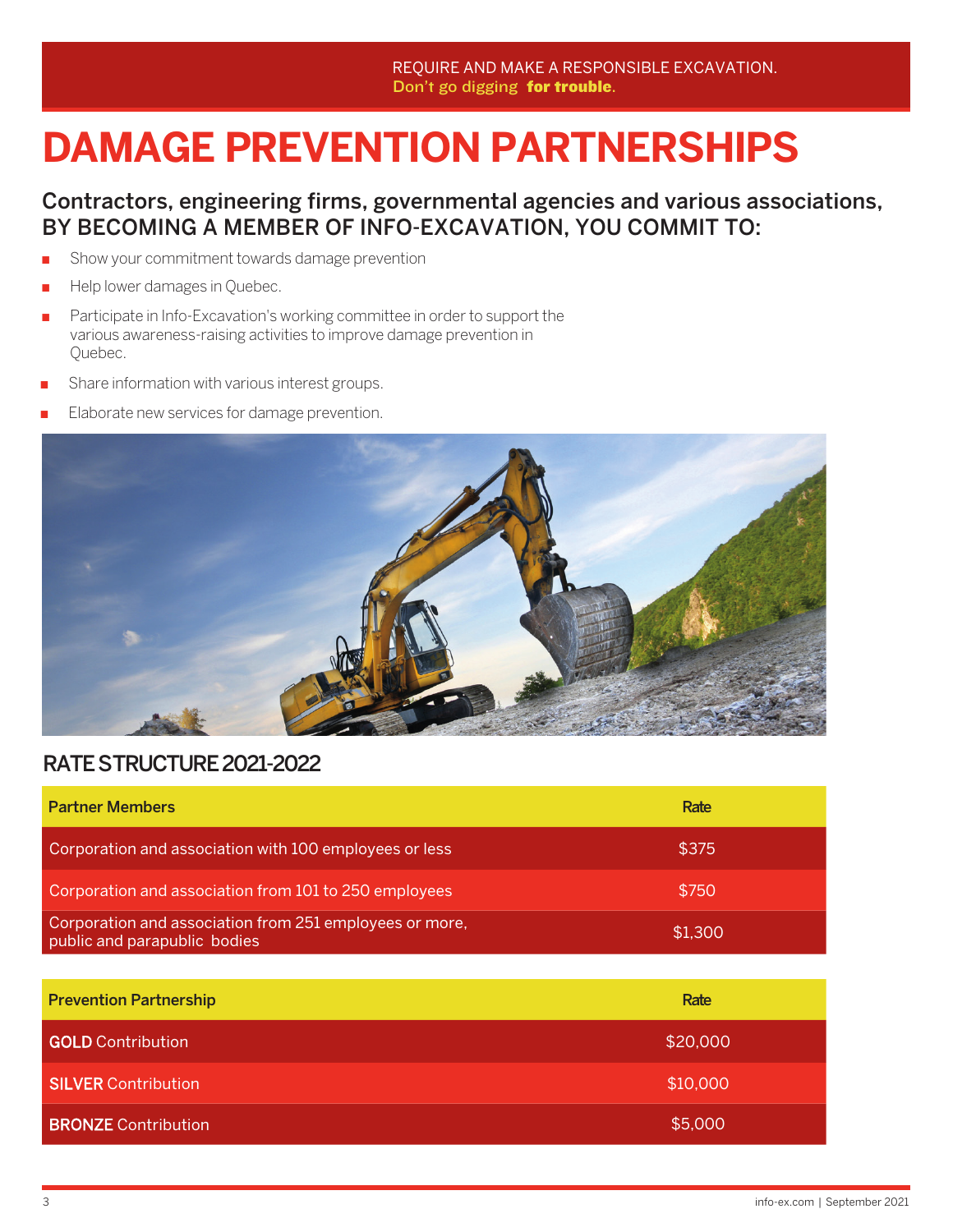REQUIRE AND MAKE A RESPONSIBLE EXCAVATION.
Don't go digging **for trouble**.

# DAMAGE PREVENTION PARTNERSHIPS

## Contractors, engineering firms, governmental agencies and various associations, BY BECOMING A MEMBER OF INFO-EXCAVATION, YOU COMMIT TO:

- Show your commitment towards damage prevention
- Help lower damages in Quebec.
- Participate in Info-Excavation's working committee in order to support the various awareness-raising activities to improve damage prevention in Quebec.
- Share information with various interest groups.
- Elaborate new services for damage prevention.

## RATE STRUCTURE 2021-2022

| Partner Members | Rate |
|---|---|
| Corporation and association with 100 employees or less | $375 |
| Corporation and association from 101 to 250 employees | $750 |
| Corporation and association from 251 employees or more, public and parapublic bodies | $1,300 |

| Prevention Partnership | Rate |
|---|---|
| **GOLD** Contribution | $20,000 |
| **SILVER** Contribution | $10,000 |
| **BRONZE** Contribution | $5,000 |